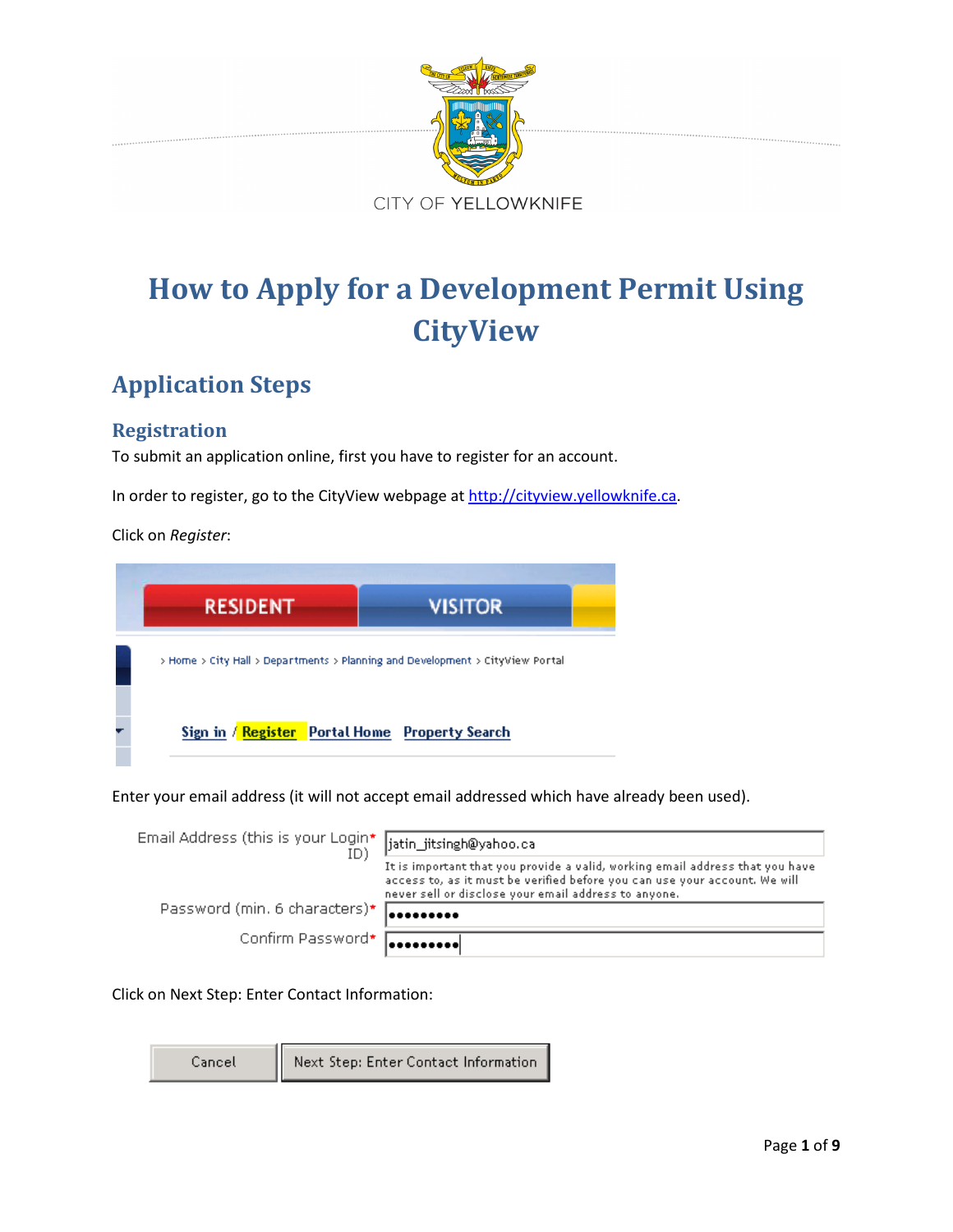CITY OF YELLOWKNIFE

# How to Apply for a Development Permit Using CityView

## Application Steps

### Registration

To submit an application online, first you have to register for an account.

In order to register, go to the CityView webpage at http://cityview.yellowknife.ca.

Click on *Register*:

RESIDENT VISITOR

> Home > City Hall > Departments > Planning and Development > CityView Portal

Sign in / Register Portal Home Property Search

Enter your email address (it will not accept email addressed which have already been used).

Email Address (this is your Login ID)* jatin_jitsingh@yahoo.ca

It is important that you provide a valid, working email address that you have access to, as it must be verified before you can use your account. We will never sell or disclose your email address to anyone.

Password (min. 6 characters)* •••••••••

Confirm Password* •••••••••

Click on Next Step: Enter Contact Information:

Cancel | Next Step: Enter Contact Information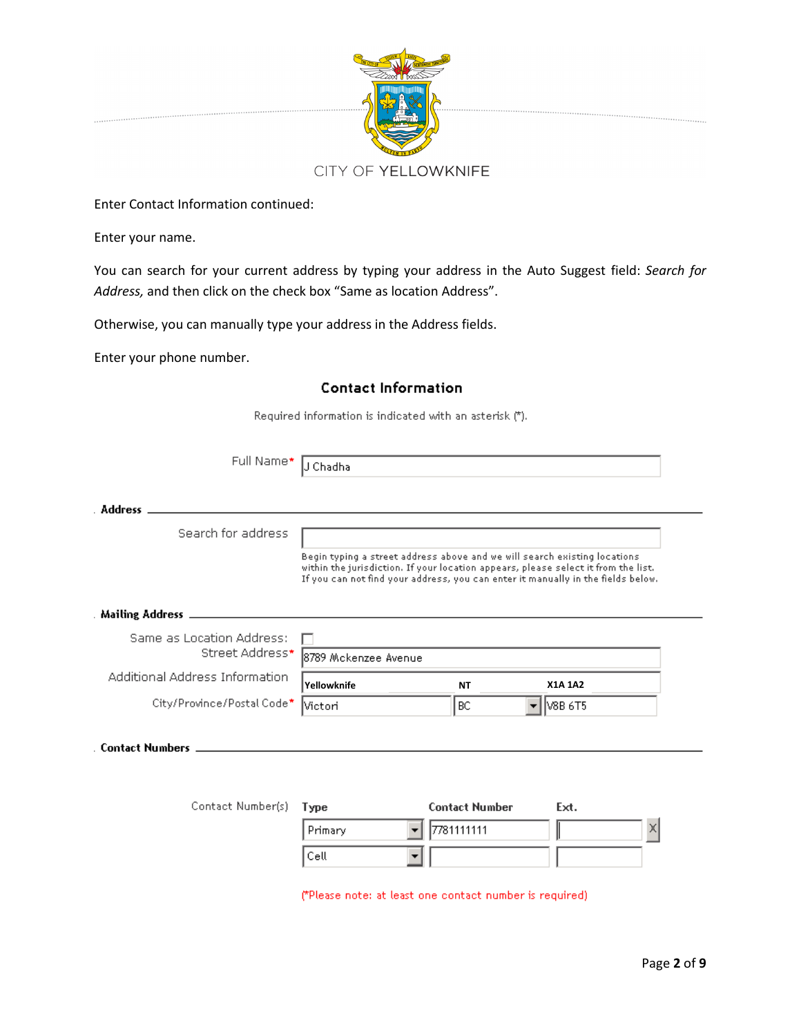CITY OF YELLOWKNIFE

Enter Contact Information continued:

Enter your name.

You can search for your current address by typing your address in the Auto Suggest field: *Search for Address,* and then click on the check box "Same as location Address".

Otherwise, you can manually type your address in the Address fields.

Enter your phone number.

## Contact Information

Required information is indicated with an asterisk (*).

Full Name* J Chadha

**Address**

Search for address

Begin typing a street address above and we will search existing locations within the jurisdiction. If your location appears, please select it from the list. If you can not find your address, you can enter it manually in the fields below.

**Mailing Address**

Same as Location Address: ☐

Street Address* 8789 Mckenzee Avenue

Additional Address Information

| Yellowknife | NT | X1A 1A2 |
|---|---|---|

City/Province/Postal Code* Victori | BC | V8B 6T5

**Contact Numbers**

| Contact Number(s) | Type | Contact Number | Ext. |
|---|---|---|---|
| | Primary | 7781111111 | |
| | Cell | | |

(*Please note: at least one contact number is required)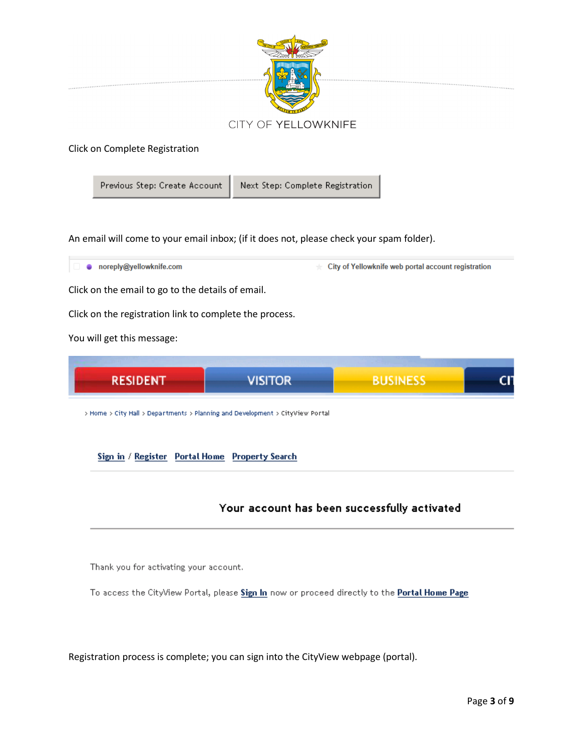CITY OF YELLOWKNIFE

Click on Complete Registration

Previous Step: Create Account | Next Step: Complete Registration

An email will come to your email inbox; (if it does not, please check your spam folder).

noreply@yellowknife.com — City of Yellowknife web portal account registration

Click on the email to go to the details of email.

Click on the registration link to complete the process.

You will get this message:

RESIDENT | VISITOR | BUSINESS | CI

> Home > City Hall > Departments > Planning and Development > CityView Portal

Sign in / Register  Portal Home  Property Search

**Your account has been successfully activated**

Thank you for activating your account.

To access the CityView Portal, please **Sign In** now or proceed directly to the **Portal Home Page**

Registration process is complete; you can sign into the CityView webpage (portal).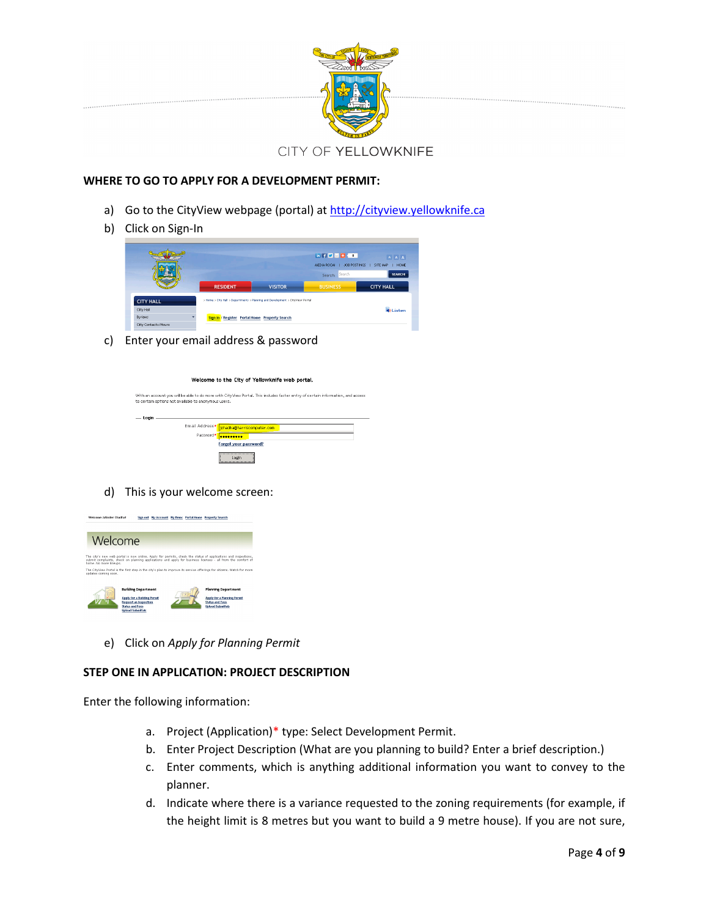CITY OF YELLOWKNIFE

**WHERE TO GO TO APPLY FOR A DEVELOPMENT PERMIT:**

a) Go to the CityView webpage (portal) at http://cityview.yellowknife.ca

b) Click on Sign-In

c) Enter your email address & password

d) This is your welcome screen:

e) Click on *Apply for Planning Permit*

**STEP ONE IN APPLICATION: PROJECT DESCRIPTION**

Enter the following information:

a. Project (Application)* type: Select Development Permit.

b. Enter Project Description (What are you planning to build? Enter a brief description.)

c. Enter comments, which is anything additional information you want to convey to the planner.

d. Indicate where there is a variance requested to the zoning requirements (for example, if the height limit is 8 metres but you want to build a 9 metre house). If you are not sure,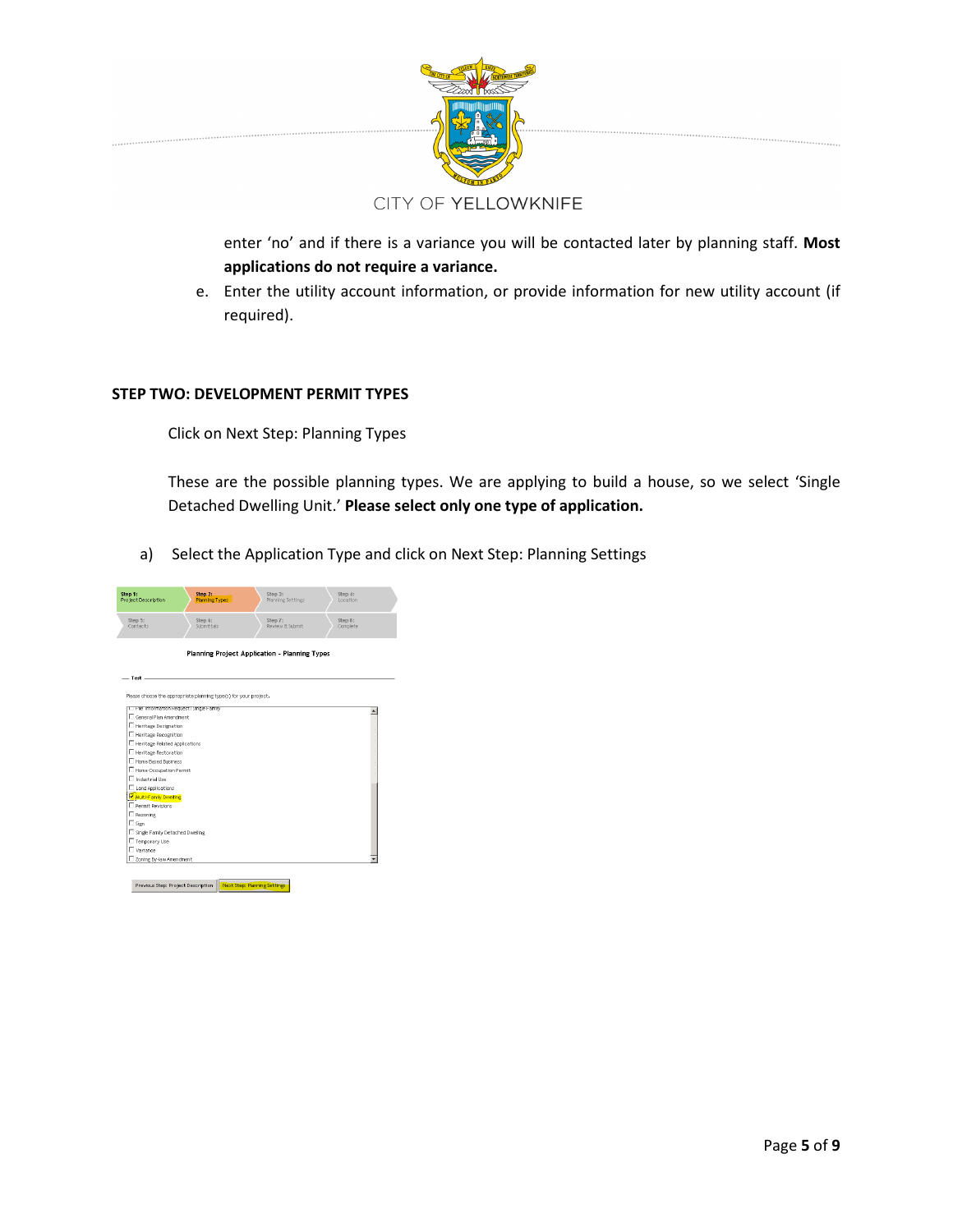enter 'no' and if there is a variance you will be contacted later by planning staff. **Most applications do not require a variance.**

e. Enter the utility account information, or provide information for new utility account (if required).

**STEP TWO: DEVELOPMENT PERMIT TYPES**

Click on Next Step: Planning Types

These are the possible planning types. We are applying to build a house, so we select 'Single Detached Dwelling Unit.' **Please select only one type of application.**

a) Select the Application Type and click on Next Step: Planning Settings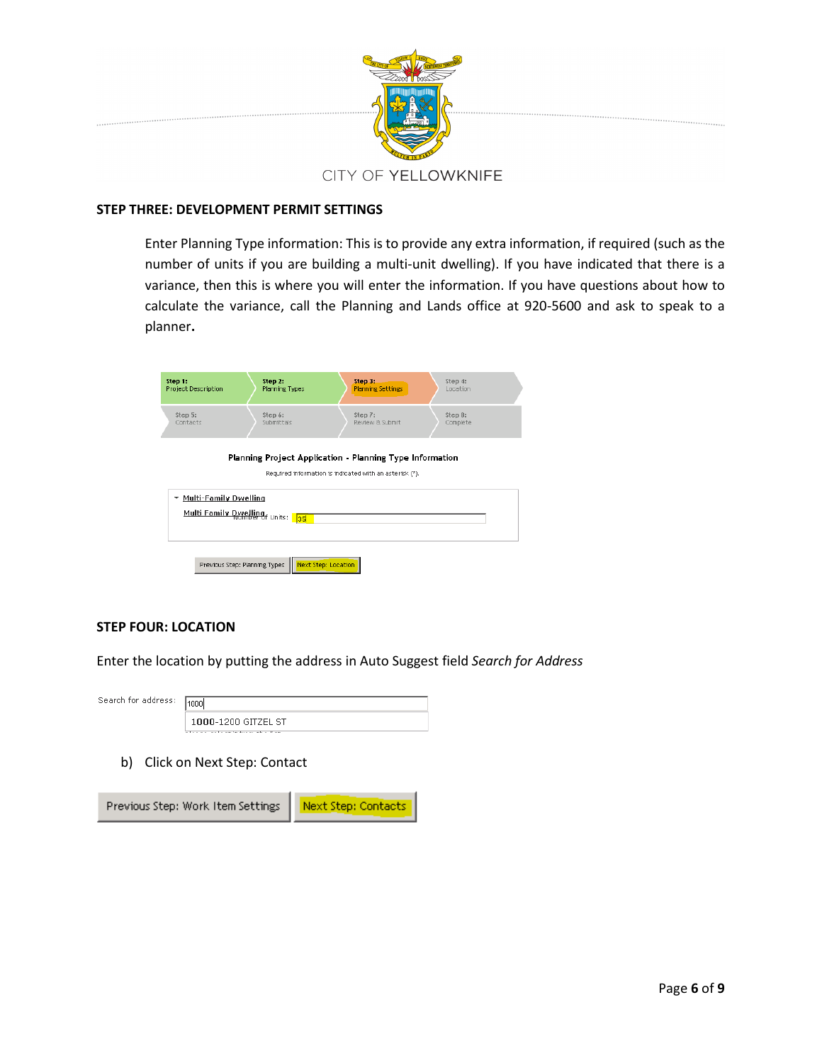CITY OF YELLOWKNIFE

**STEP THREE: DEVELOPMENT PERMIT SETTINGS**

Enter Planning Type information: This is to provide any extra information, if required (such as the number of units if you are building a multi-unit dwelling). If you have indicated that there is a variance, then this is where you will enter the information. If you have questions about how to calculate the variance, call the Planning and Lands office at 920-5600 and ask to speak to a planner**.**

Step 1: Project Description | Step 2: Planning Types | Step 3: Planning Settings | Step 4: Location
Step 5: Contacts | Step 6: Submittals | Step 7: Review & Submit | Step 8: Complete

Planning Project Application - Planning Type Information

Required information is indicated with an asterisk (*).

Multi-Family Dwelling

Multi Family Dwelling Number of Units: 35

Previous Step: Planning Types | Next Step: Location

**STEP FOUR: LOCATION**

Enter the location by putting the address in Auto Suggest field *Search for Address*

Search for address: 1000

1000-1200 GITZEL ST

b) Click on Next Step: Contact

Previous Step: Work Item Settings | Next Step: Contacts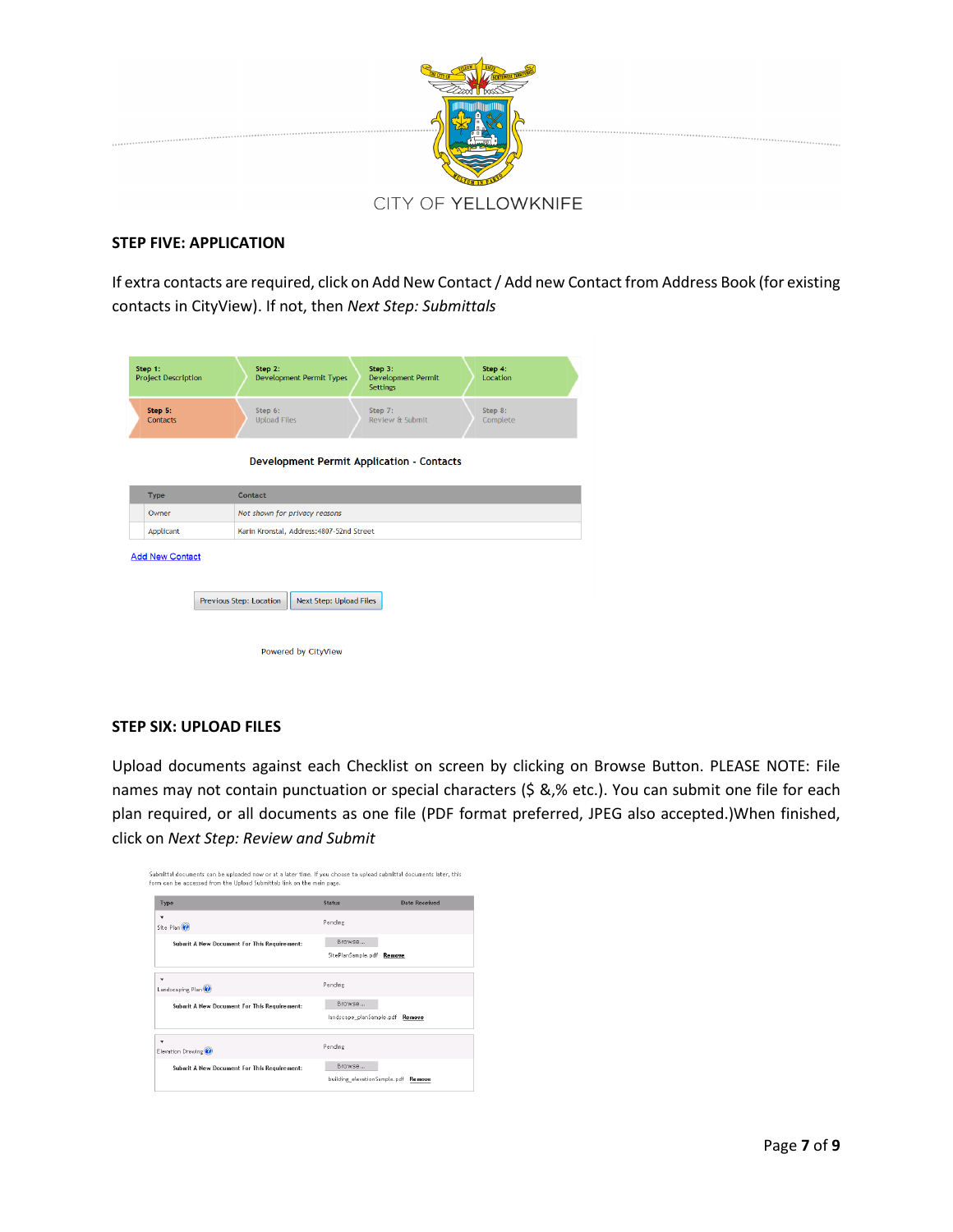## STEP FIVE: APPLICATION

If extra contacts are required, click on Add New Contact / Add new Contact from Address Book (for existing contacts in CityView). If not, then *Next Step: Submittals*

| Step 1: Project Description | Step 2: Development Permit Types | Step 3: Development Permit Settings | Step 4: Location |
|---|---|---|---|
| **Step 5: Contacts** | Step 6: Upload Files | Step 7: Review & Submit | Step 8: Complete |

**Development Permit Application - Contacts**

| Type | Contact |
|---|---|
| Owner | *Not shown for privacy reasons* |
| Applicant | Karin Kronstal, Address:4807-52nd Street |

Add New Contact

Previous Step: Location | Next Step: Upload Files

Powered by CityView

## STEP SIX: UPLOAD FILES

Upload documents against each Checklist on screen by clicking on Browse Button. PLEASE NOTE: File names may not contain punctuation or special characters ($ &,% etc.). You can submit one file for each plan required, or all documents as one file (PDF format preferred, JPEG also accepted.)When finished, click on *Next Step: Review and Submit*

Submittal documents can be uploaded now or at a later time. If you choose to upload submittal documents later, this form can be accessed from the Upload Submittals link on the main page.

| Type | Status | Date Received |
|---|---|---|
| Site Plan | Pending | |
| Submit A New Document For This Requirement: | Browse... StePlanSample.pdf Remove | |
| Landscaping Plan | Pending | |
| Submit A New Document For This Requirement: | Browse... landscape_planSample.pdf Remove | |
| Elevation Drawing | Pending | |
| Submit A New Document For This Requirement: | Browse... building_elevationSample.pdf Remove | |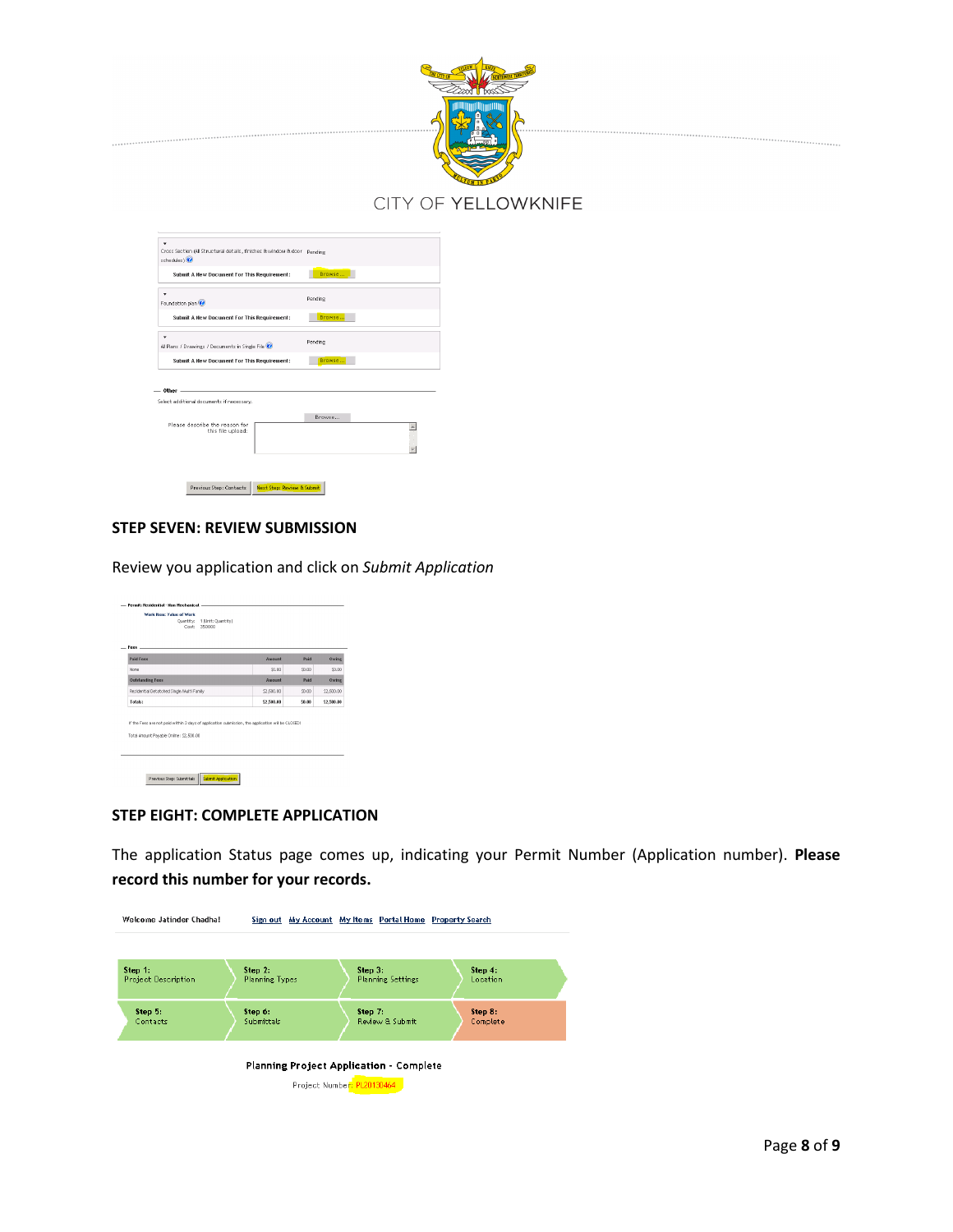CITY OF YELLOWKNIFE

Cross Section (All Structural details, finishes & window & door schedules) — Pending

Submit A New Document For This Requirement: Browse...

Foundation plan — Pending

Submit A New Document For This Requirement: Browse...

All Plans / Drawings / Documents in Single File — Pending

Submit A New Document For This Requirement: Browse...

Other

Select additional documents if necessary.

Browse...

Please describe the reason for this file upload:

Previous Step: Contacts | Next Step: Review & Submit

### STEP SEVEN: REVIEW SUBMISSION

Review you application and click on *Submit Application*

Permit Residential - Non Mechanical

Work Item: Value of Work

Quantity: 1 (Unit: Quantity)

Cost: 350000

Fees

| Paid Fees | Amount | Paid | Owing |
|---|---|---|---|
| None | $0.00 | $0.00 | $0.00 |
| **Outstanding Fees** | **Amount** | **Paid** | **Owing** |
| Residential Detatched Single Multi Family | $2,500.00 | $0.00 | $2,500.00 |
| Totals: | $2,500.00 | $0.00 | $2,500.00 |

If the Fees are not paid within 3 days of application submission, the application will be CLOSED!

Total Amount Payable Online: $2,500.00

Previous Step: Submittals | Submit Application

### STEP EIGHT: COMPLETE APPLICATION

The application Status page comes up, indicating your Permit Number (Application number). **Please record this number for your records.**

Welcome Jatinder Chadha! Sign out | My Account | My Items | Portal Home | Property Search

Step 1: Project Description | Step 2: Planning Types | Step 3: Planning Settings | Step 4: Location

Step 5: Contacts | Step 6: Submittals | Step 7: Review & Submit | Step 8: Complete

Planning Project Application - Complete

Project Number: PL20130464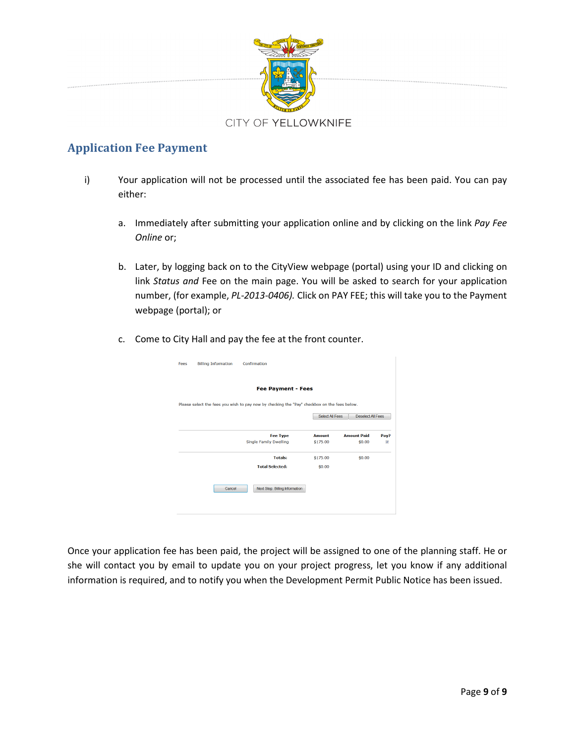## Application Fee Payment

i) Your application will not be processed until the associated fee has been paid. You can pay either:

   a. Immediately after submitting your application online and by clicking on the link *Pay Fee Online* or;

   b. Later, by logging back on to the CityView webpage (portal) using your ID and clicking on link *Status and* Fee on the main page. You will be asked to search for your application number, (for example, *PL-2013-0406).* Click on PAY FEE; this will take you to the Payment webpage (portal); or

   c. Come to City Hall and pay the fee at the front counter.

Fees    Billing Information    Confirmation

**Fee Payment - Fees**

Please select the fees you wish to pay now by checking the "Pay" checkbox on the fees below.

Select All Fees    Deselect All Fees

| Fee Type | Amount | Amount Paid | Pay? |
|---|---|---|---|
| Single Family Dwelling | $175.00 | $0.00 | ☒ |
| **Totals:** | $175.00 | $0.00 | |
| **Total Selected:** | $0.00 | | |

Cancel    Next Step: Billing Information

Once your application fee has been paid, the project will be assigned to one of the planning staff. He or she will contact you by email to update you on your project progress, let you know if any additional information is required, and to notify you when the Development Permit Public Notice has been issued.